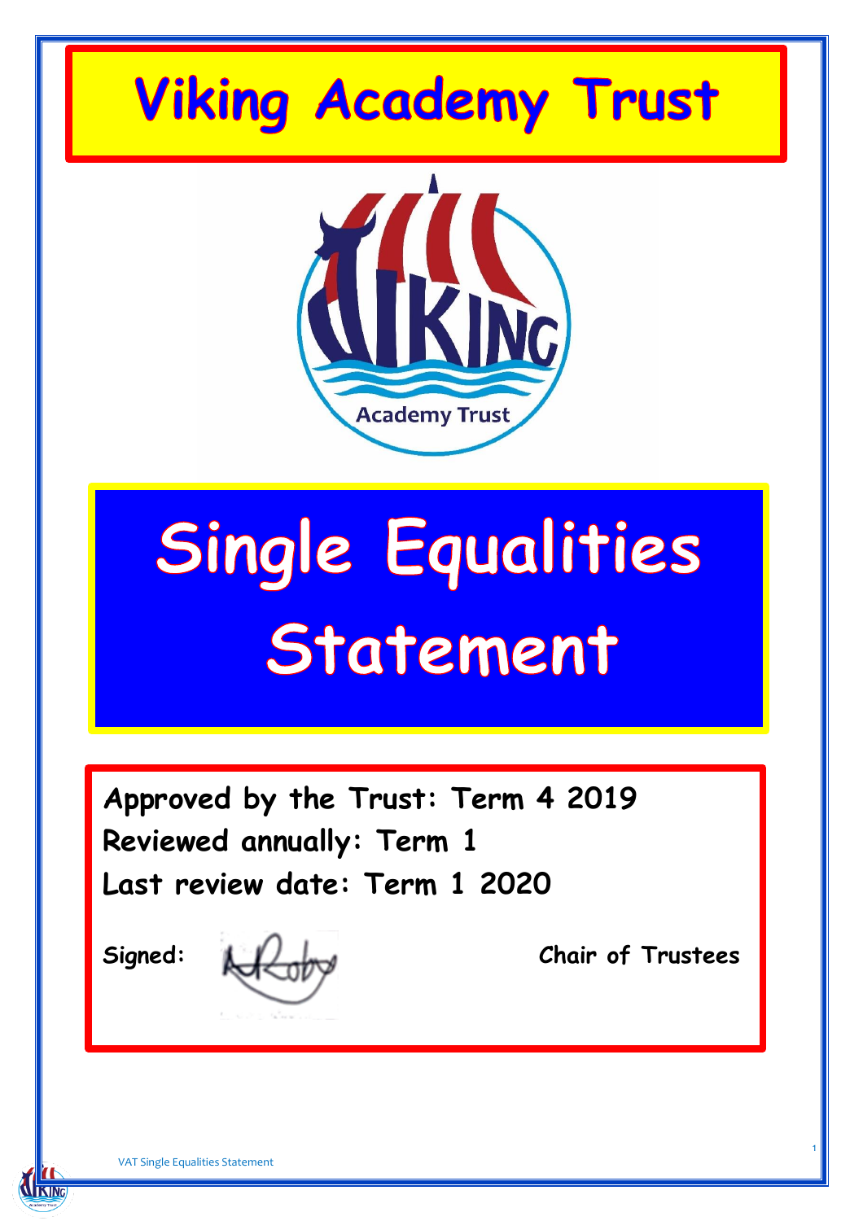# Viking Academy Trust

# Single Equalities Statement

**Approved by the Trust: Term 4 2019**

**Reviewed annually: Term 1**

**Last review date: Term 1 2020**

**Signed:** **Chair of Trustees**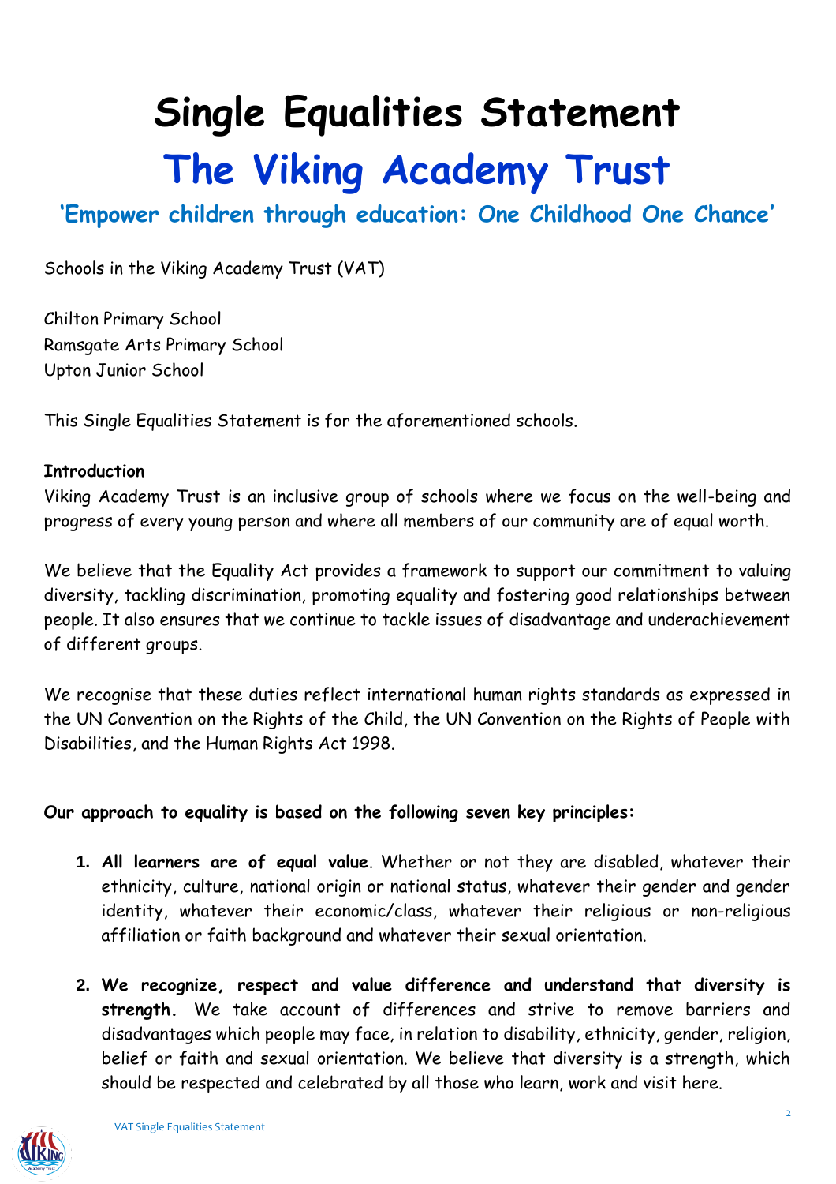# Single Equalities Statement

# The Viking Academy Trust

## 'Empower children through education: One Childhood One Chance'

Schools in the Viking Academy Trust (VAT)

Chilton Primary School
Ramsgate Arts Primary School
Upton Junior School

This Single Equalities Statement is for the aforementioned schools.

**Introduction**

Viking Academy Trust is an inclusive group of schools where we focus on the well-being and progress of every young person and where all members of our community are of equal worth.

We believe that the Equality Act provides a framework to support our commitment to valuing diversity, tackling discrimination, promoting equality and fostering good relationships between people. It also ensures that we continue to tackle issues of disadvantage and underachievement of different groups.

We recognise that these duties reflect international human rights standards as expressed in the UN Convention on the Rights of the Child, the UN Convention on the Rights of People with Disabilities, and the Human Rights Act 1998.

**Our approach to equality is based on the following seven key principles:**

1. **All learners are of equal value**. Whether or not they are disabled, whatever their ethnicity, culture, national origin or national status, whatever their gender and gender identity, whatever their economic/class, whatever their religious or non-religious affiliation or faith background and whatever their sexual orientation.

2. **We recognize, respect and value difference and understand that diversity is strength.** We take account of differences and strive to remove barriers and disadvantages which people may face, in relation to disability, ethnicity, gender, religion, belief or faith and sexual orientation. We believe that diversity is a strength, which should be respected and celebrated by all those who learn, work and visit here.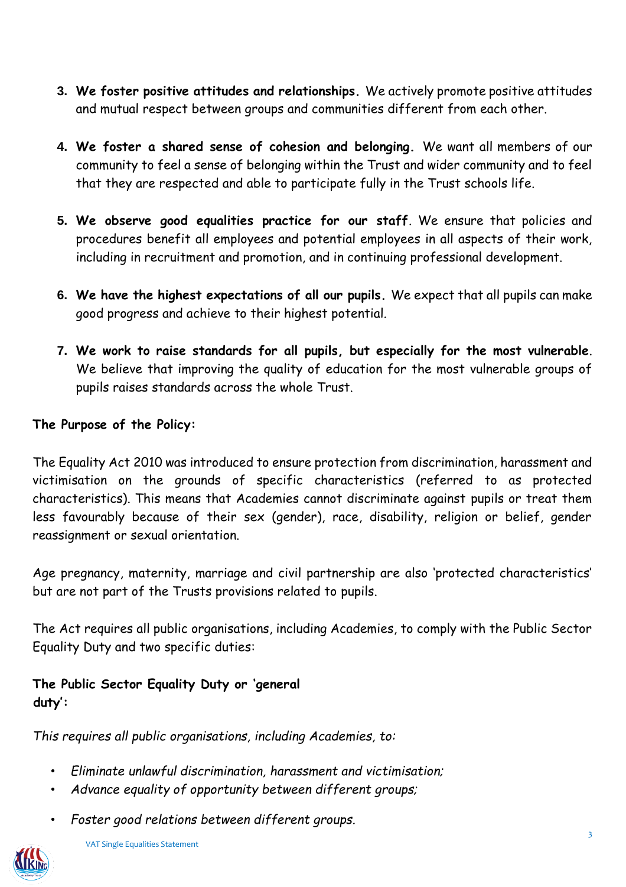3. **We foster positive attitudes and relationships.** We actively promote positive attitudes and mutual respect between groups and communities different from each other.

4. **We foster a shared sense of cohesion and belonging.** We want all members of our community to feel a sense of belonging within the Trust and wider community and to feel that they are respected and able to participate fully in the Trust schools life.

5. **We observe good equalities practice for our staff**. We ensure that policies and procedures benefit all employees and potential employees in all aspects of their work, including in recruitment and promotion, and in continuing professional development.

6. **We have the highest expectations of all our pupils.** We expect that all pupils can make good progress and achieve to their highest potential.

7. **We work to raise standards for all pupils, but especially for the most vulnerable**. We believe that improving the quality of education for the most vulnerable groups of pupils raises standards across the whole Trust.

**The Purpose of the Policy:**

The Equality Act 2010 was introduced to ensure protection from discrimination, harassment and victimisation on the grounds of specific characteristics (referred to as protected characteristics). This means that Academies cannot discriminate against pupils or treat them less favourably because of their sex (gender), race, disability, religion or belief, gender reassignment or sexual orientation.

Age pregnancy, maternity, marriage and civil partnership are also 'protected characteristics' but are not part of the Trusts provisions related to pupils.

The Act requires all public organisations, including Academies, to comply with the Public Sector Equality Duty and two specific duties:

**The Public Sector Equality Duty or 'general duty':**

*This requires all public organisations, including Academies, to:*

- *Eliminate unlawful discrimination, harassment and victimisation;*
- *Advance equality of opportunity between different groups;*
- *Foster good relations between different groups.*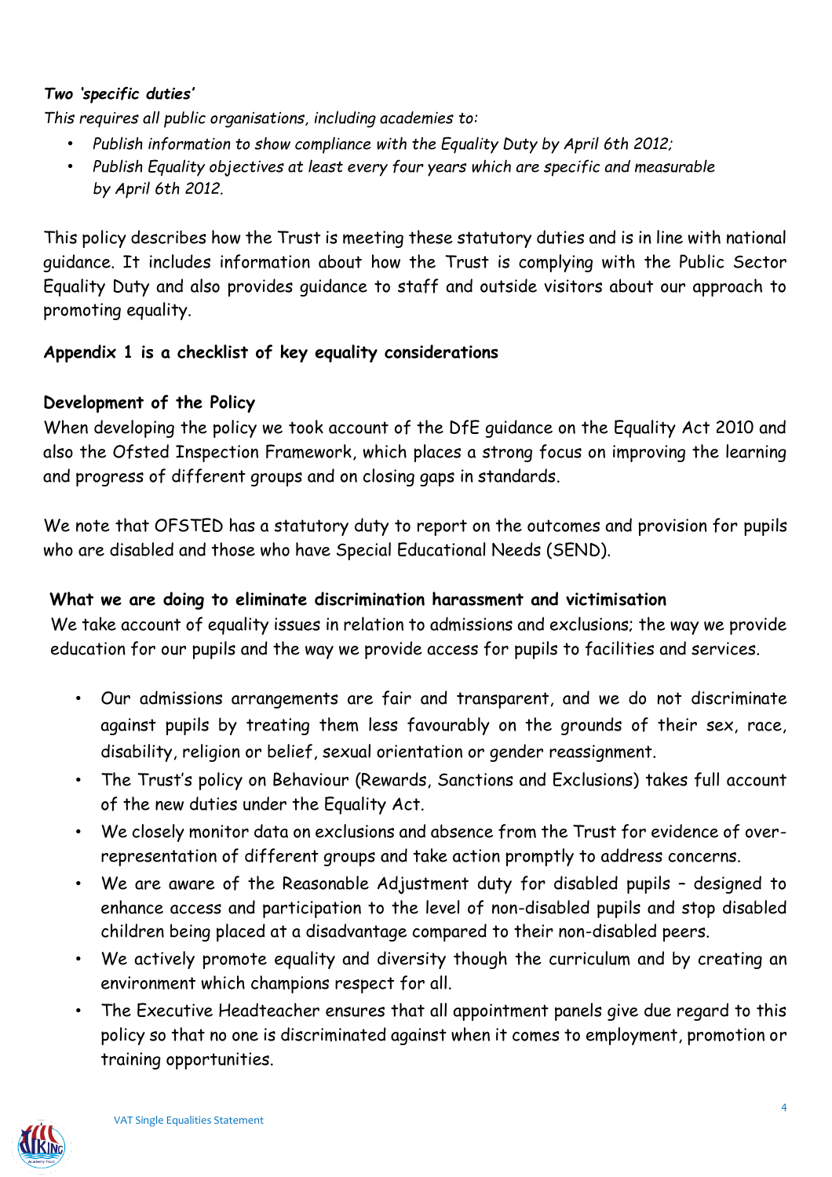***Two 'specific duties'***

*This requires all public organisations, including academies to:*

- *Publish information to show compliance with the Equality Duty by April 6th 2012;*
- *Publish Equality objectives at least every four years which are specific and measurable by April 6th 2012.*

This policy describes how the Trust is meeting these statutory duties and is in line with national guidance. It includes information about how the Trust is complying with the Public Sector Equality Duty and also provides guidance to staff and outside visitors about our approach to promoting equality.

**Appendix 1 is a checklist of key equality considerations**

**Development of the Policy**

When developing the policy we took account of the DfE guidance on the Equality Act 2010 and also the Ofsted Inspection Framework, which places a strong focus on improving the learning and progress of different groups and on closing gaps in standards.

We note that OFSTED has a statutory duty to report on the outcomes and provision for pupils who are disabled and those who have Special Educational Needs (SEND).

**What we are doing to eliminate discrimination harassment and victimisation**

We take account of equality issues in relation to admissions and exclusions; the way we provide education for our pupils and the way we provide access for pupils to facilities and services.

- Our admissions arrangements are fair and transparent, and we do not discriminate against pupils by treating them less favourably on the grounds of their sex, race, disability, religion or belief, sexual orientation or gender reassignment.
- The Trust's policy on Behaviour (Rewards, Sanctions and Exclusions) takes full account of the new duties under the Equality Act.
- We closely monitor data on exclusions and absence from the Trust for evidence of over-representation of different groups and take action promptly to address concerns.
- We are aware of the Reasonable Adjustment duty for disabled pupils – designed to enhance access and participation to the level of non-disabled pupils and stop disabled children being placed at a disadvantage compared to their non-disabled peers.
- We actively promote equality and diversity though the curriculum and by creating an environment which champions respect for all.
- The Executive Headteacher ensures that all appointment panels give due regard to this policy so that no one is discriminated against when it comes to employment, promotion or training opportunities.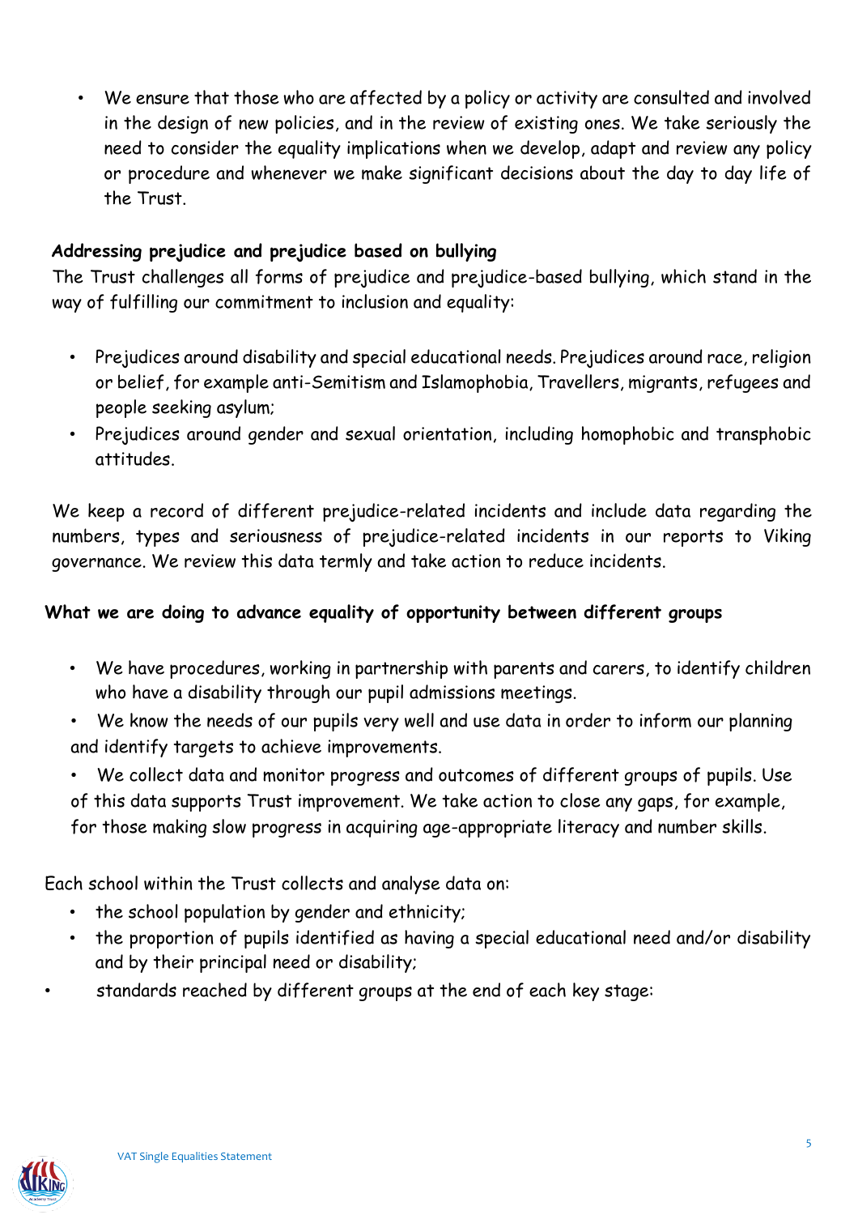- We ensure that those who are affected by a policy or activity are consulted and involved in the design of new policies, and in the review of existing ones. We take seriously the need to consider the equality implications when we develop, adapt and review any policy or procedure and whenever we make significant decisions about the day to day life of the Trust.

**Addressing prejudice and prejudice based on bullying**

The Trust challenges all forms of prejudice and prejudice-based bullying, which stand in the way of fulfilling our commitment to inclusion and equality:

- Prejudices around disability and special educational needs. Prejudices around race, religion or belief, for example anti-Semitism and Islamophobia, Travellers, migrants, refugees and people seeking asylum;
- Prejudices around gender and sexual orientation, including homophobic and transphobic attitudes.

We keep a record of different prejudice-related incidents and include data regarding the numbers, types and seriousness of prejudice-related incidents in our reports to Viking governance. We review this data termly and take action to reduce incidents.

**What we are doing to advance equality of opportunity between different groups**

- We have procedures, working in partnership with parents and carers, to identify children who have a disability through our pupil admissions meetings.
- We know the needs of our pupils very well and use data in order to inform our planning and identify targets to achieve improvements.
- We collect data and monitor progress and outcomes of different groups of pupils. Use of this data supports Trust improvement. We take action to close any gaps, for example, for those making slow progress in acquiring age-appropriate literacy and number skills.

Each school within the Trust collects and analyse data on:

- the school population by gender and ethnicity;
- the proportion of pupils identified as having a special educational need and/or disability and by their principal need or disability;
- standards reached by different groups at the end of each key stage: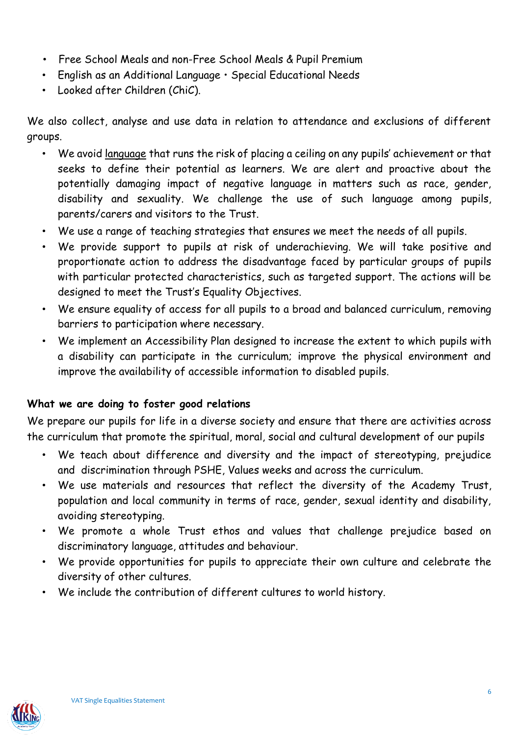- Free School Meals and non-Free School Meals & Pupil Premium
- English as an Additional Language • Special Educational Needs
- Looked after Children (ChiC).

We also collect, analyse and use data in relation to attendance and exclusions of different groups.

- We avoid language that runs the risk of placing a ceiling on any pupils' achievement or that seeks to define their potential as learners. We are alert and proactive about the potentially damaging impact of negative language in matters such as race, gender, disability and sexuality. We challenge the use of such language among pupils, parents/carers and visitors to the Trust.
- We use a range of teaching strategies that ensures we meet the needs of all pupils.
- We provide support to pupils at risk of underachieving. We will take positive and proportionate action to address the disadvantage faced by particular groups of pupils with particular protected characteristics, such as targeted support. The actions will be designed to meet the Trust's Equality Objectives.
- We ensure equality of access for all pupils to a broad and balanced curriculum, removing barriers to participation where necessary.
- We implement an Accessibility Plan designed to increase the extent to which pupils with a disability can participate in the curriculum; improve the physical environment and improve the availability of accessible information to disabled pupils.

**What we are doing to foster good relations**

We prepare our pupils for life in a diverse society and ensure that there are activities across the curriculum that promote the spiritual, moral, social and cultural development of our pupils

- We teach about difference and diversity and the impact of stereotyping, prejudice and discrimination through PSHE, Values weeks and across the curriculum.
- We use materials and resources that reflect the diversity of the Academy Trust, population and local community in terms of race, gender, sexual identity and disability, avoiding stereotyping.
- We promote a whole Trust ethos and values that challenge prejudice based on discriminatory language, attitudes and behaviour.
- We provide opportunities for pupils to appreciate their own culture and celebrate the diversity of other cultures.
- We include the contribution of different cultures to world history.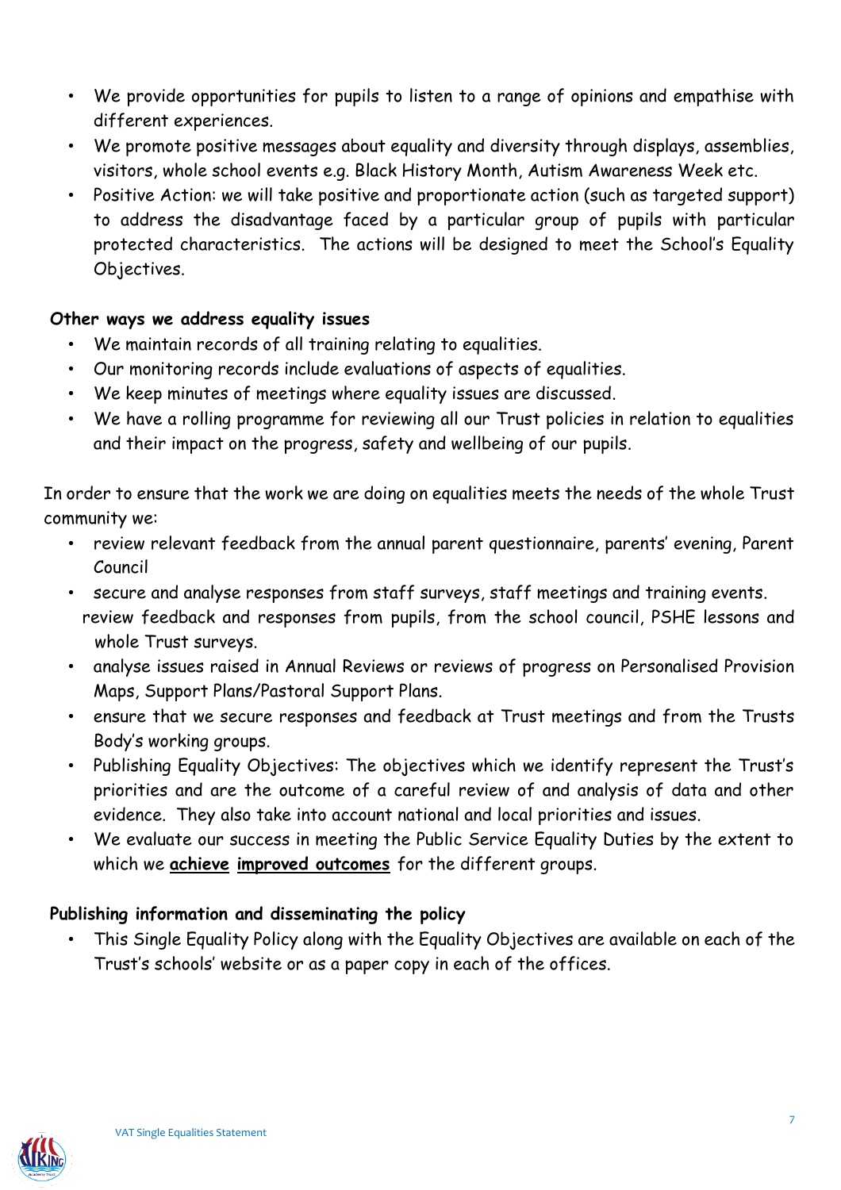- We provide opportunities for pupils to listen to a range of opinions and empathise with different experiences.
- We promote positive messages about equality and diversity through displays, assemblies, visitors, whole school events e.g. Black History Month, Autism Awareness Week etc.
- Positive Action: we will take positive and proportionate action (such as targeted support) to address the disadvantage faced by a particular group of pupils with particular protected characteristics. The actions will be designed to meet the School's Equality Objectives.

**Other ways we address equality issues**

- We maintain records of all training relating to equalities.
- Our monitoring records include evaluations of aspects of equalities.
- We keep minutes of meetings where equality issues are discussed.
- We have a rolling programme for reviewing all our Trust policies in relation to equalities and their impact on the progress, safety and wellbeing of our pupils.

In order to ensure that the work we are doing on equalities meets the needs of the whole Trust community we:

- review relevant feedback from the annual parent questionnaire, parents' evening, Parent Council
- secure and analyse responses from staff surveys, staff meetings and training events.
  review feedback and responses from pupils, from the school council, PSHE lessons and whole Trust surveys.
- analyse issues raised in Annual Reviews or reviews of progress on Personalised Provision Maps, Support Plans/Pastoral Support Plans.
- ensure that we secure responses and feedback at Trust meetings and from the Trusts Body's working groups.
- Publishing Equality Objectives: The objectives which we identify represent the Trust's priorities and are the outcome of a careful review of and analysis of data and other evidence. They also take into account national and local priorities and issues.
- We evaluate our success in meeting the Public Service Equality Duties by the extent to which we **achieve improved outcomes** for the different groups.

**Publishing information and disseminating the policy**

- This Single Equality Policy along with the Equality Objectives are available on each of the Trust's schools' website or as a paper copy in each of the offices.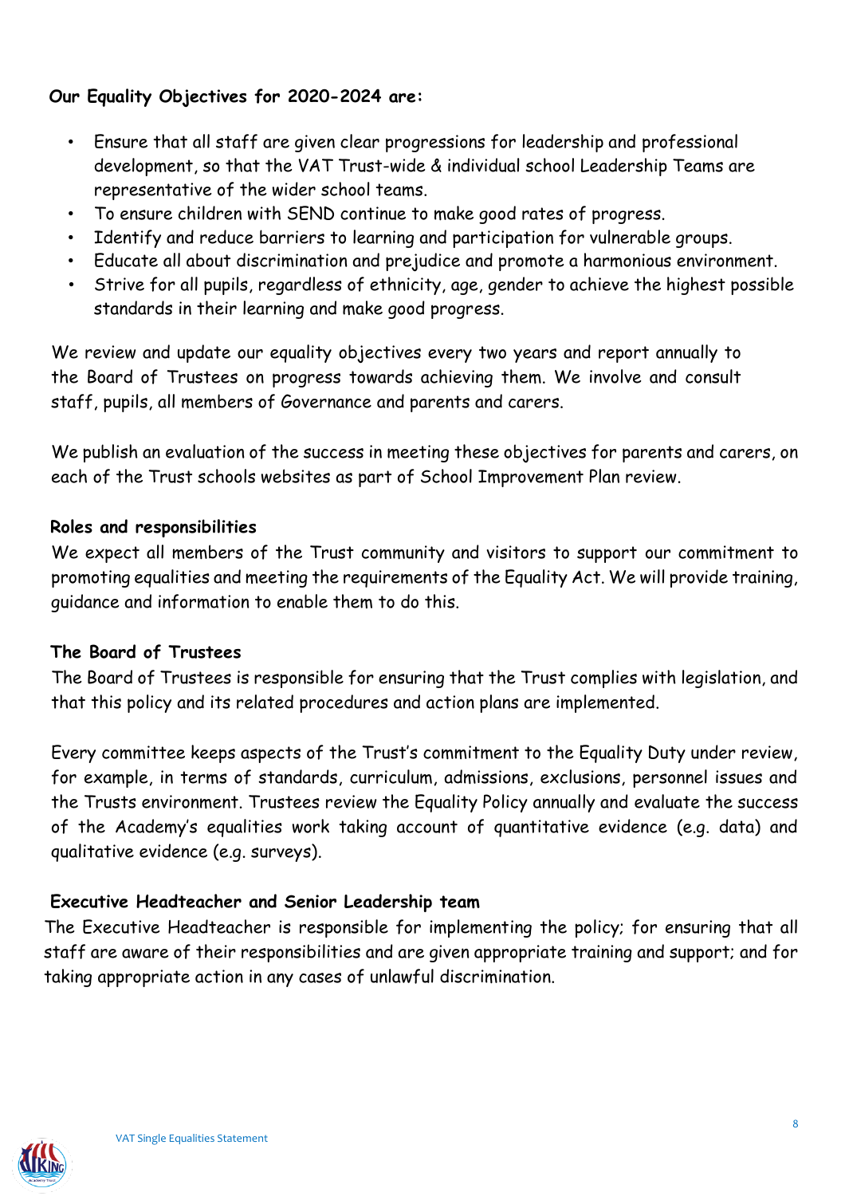**Our Equality Objectives for 2020-2024 are:**

- Ensure that all staff are given clear progressions for leadership and professional development, so that the VAT Trust-wide & individual school Leadership Teams are representative of the wider school teams.
- To ensure children with SEND continue to make good rates of progress.
- Identify and reduce barriers to learning and participation for vulnerable groups.
- Educate all about discrimination and prejudice and promote a harmonious environment.
- Strive for all pupils, regardless of ethnicity, age, gender to achieve the highest possible standards in their learning and make good progress.

We review and update our equality objectives every two years and report annually to the Board of Trustees on progress towards achieving them. We involve and consult staff, pupils, all members of Governance and parents and carers.

We publish an evaluation of the success in meeting these objectives for parents and carers, on each of the Trust schools websites as part of School Improvement Plan review.

**Roles and responsibilities**

We expect all members of the Trust community and visitors to support our commitment to promoting equalities and meeting the requirements of the Equality Act. We will provide training, guidance and information to enable them to do this.

**The Board of Trustees**

The Board of Trustees is responsible for ensuring that the Trust complies with legislation, and that this policy and its related procedures and action plans are implemented.

Every committee keeps aspects of the Trust's commitment to the Equality Duty under review, for example, in terms of standards, curriculum, admissions, exclusions, personnel issues and the Trusts environment. Trustees review the Equality Policy annually and evaluate the success of the Academy's equalities work taking account of quantitative evidence (e.g. data) and qualitative evidence (e.g. surveys).

**Executive Headteacher and Senior Leadership team**

The Executive Headteacher is responsible for implementing the policy; for ensuring that all staff are aware of their responsibilities and are given appropriate training and support; and for taking appropriate action in any cases of unlawful discrimination.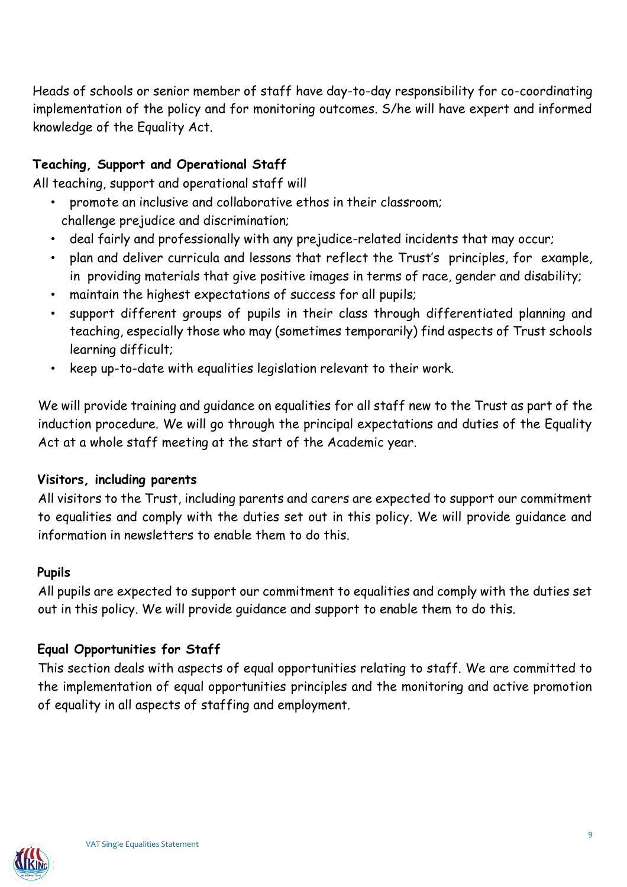Heads of schools or senior member of staff have day-to-day responsibility for co-coordinating implementation of the policy and for monitoring outcomes. S/he will have expert and informed knowledge of the Equality Act.

**Teaching, Support and Operational Staff**

All teaching, support and operational staff will

- promote an inclusive and collaborative ethos in their classroom; challenge prejudice and discrimination;
- deal fairly and professionally with any prejudice-related incidents that may occur;
- plan and deliver curricula and lessons that reflect the Trust's principles, for example, in providing materials that give positive images in terms of race, gender and disability;
- maintain the highest expectations of success for all pupils;
- support different groups of pupils in their class through differentiated planning and teaching, especially those who may (sometimes temporarily) find aspects of Trust schools learning difficult;
- keep up-to-date with equalities legislation relevant to their work.

We will provide training and guidance on equalities for all staff new to the Trust as part of the induction procedure. We will go through the principal expectations and duties of the Equality Act at a whole staff meeting at the start of the Academic year.

**Visitors, including parents**

All visitors to the Trust, including parents and carers are expected to support our commitment to equalities and comply with the duties set out in this policy. We will provide guidance and information in newsletters to enable them to do this.

**Pupils**

All pupils are expected to support our commitment to equalities and comply with the duties set out in this policy. We will provide guidance and support to enable them to do this.

**Equal Opportunities for Staff**

This section deals with aspects of equal opportunities relating to staff. We are committed to the implementation of equal opportunities principles and the monitoring and active promotion of equality in all aspects of staffing and employment.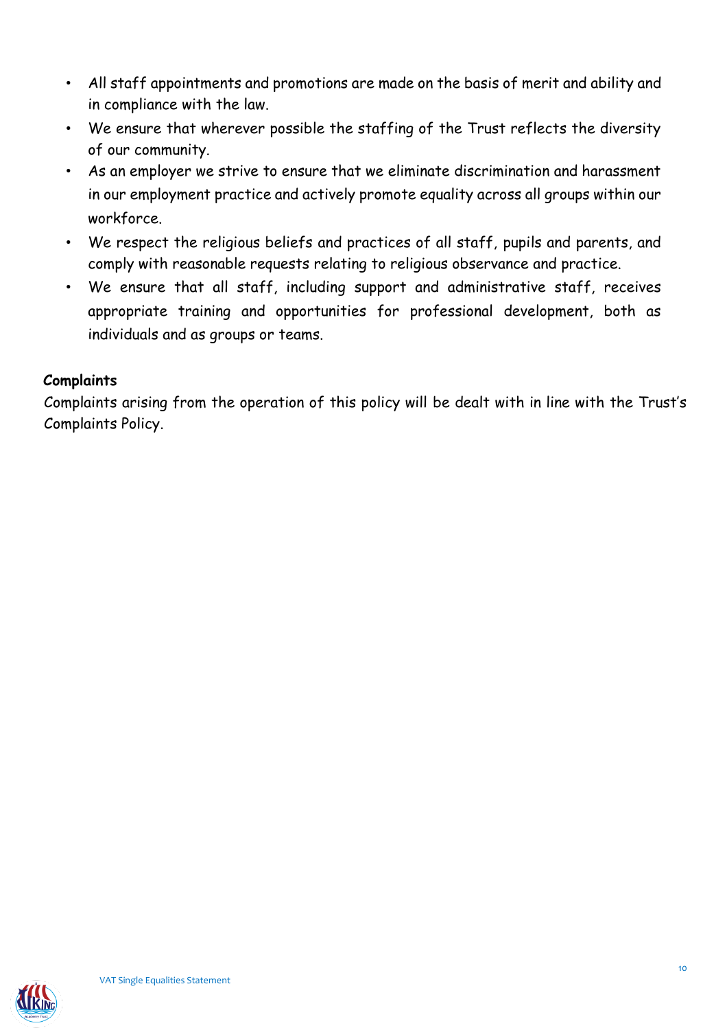- All staff appointments and promotions are made on the basis of merit and ability and in compliance with the law.
- We ensure that wherever possible the staffing of the Trust reflects the diversity of our community.
- As an employer we strive to ensure that we eliminate discrimination and harassment in our employment practice and actively promote equality across all groups within our workforce.
- We respect the religious beliefs and practices of all staff, pupils and parents, and comply with reasonable requests relating to religious observance and practice.
- We ensure that all staff, including support and administrative staff, receives appropriate training and opportunities for professional development, both as individuals and as groups or teams.

**Complaints**

Complaints arising from the operation of this policy will be dealt with in line with the Trust's Complaints Policy.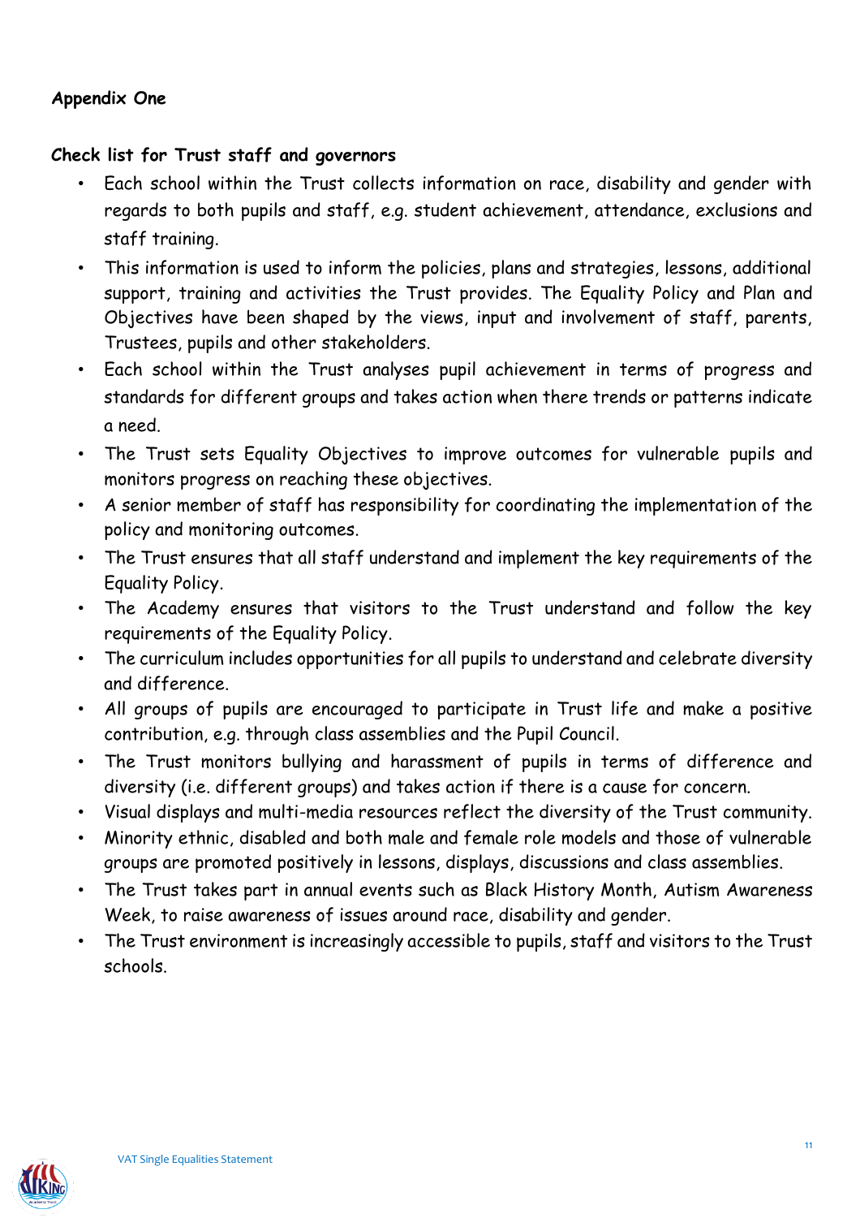**Appendix One**

**Check list for Trust staff and governors**

- Each school within the Trust collects information on race, disability and gender with regards to both pupils and staff, e.g. student achievement, attendance, exclusions and staff training.
- This information is used to inform the policies, plans and strategies, lessons, additional support, training and activities the Trust provides. The Equality Policy and Plan and Objectives have been shaped by the views, input and involvement of staff, parents, Trustees, pupils and other stakeholders.
- Each school within the Trust analyses pupil achievement in terms of progress and standards for different groups and takes action when there trends or patterns indicate a need.
- The Trust sets Equality Objectives to improve outcomes for vulnerable pupils and monitors progress on reaching these objectives.
- A senior member of staff has responsibility for coordinating the implementation of the policy and monitoring outcomes.
- The Trust ensures that all staff understand and implement the key requirements of the Equality Policy.
- The Academy ensures that visitors to the Trust understand and follow the key requirements of the Equality Policy.
- The curriculum includes opportunities for all pupils to understand and celebrate diversity and difference.
- All groups of pupils are encouraged to participate in Trust life and make a positive contribution, e.g. through class assemblies and the Pupil Council.
- The Trust monitors bullying and harassment of pupils in terms of difference and diversity (i.e. different groups) and takes action if there is a cause for concern.
- Visual displays and multi-media resources reflect the diversity of the Trust community.
- Minority ethnic, disabled and both male and female role models and those of vulnerable groups are promoted positively in lessons, displays, discussions and class assemblies.
- The Trust takes part in annual events such as Black History Month, Autism Awareness Week, to raise awareness of issues around race, disability and gender.
- The Trust environment is increasingly accessible to pupils, staff and visitors to the Trust schools.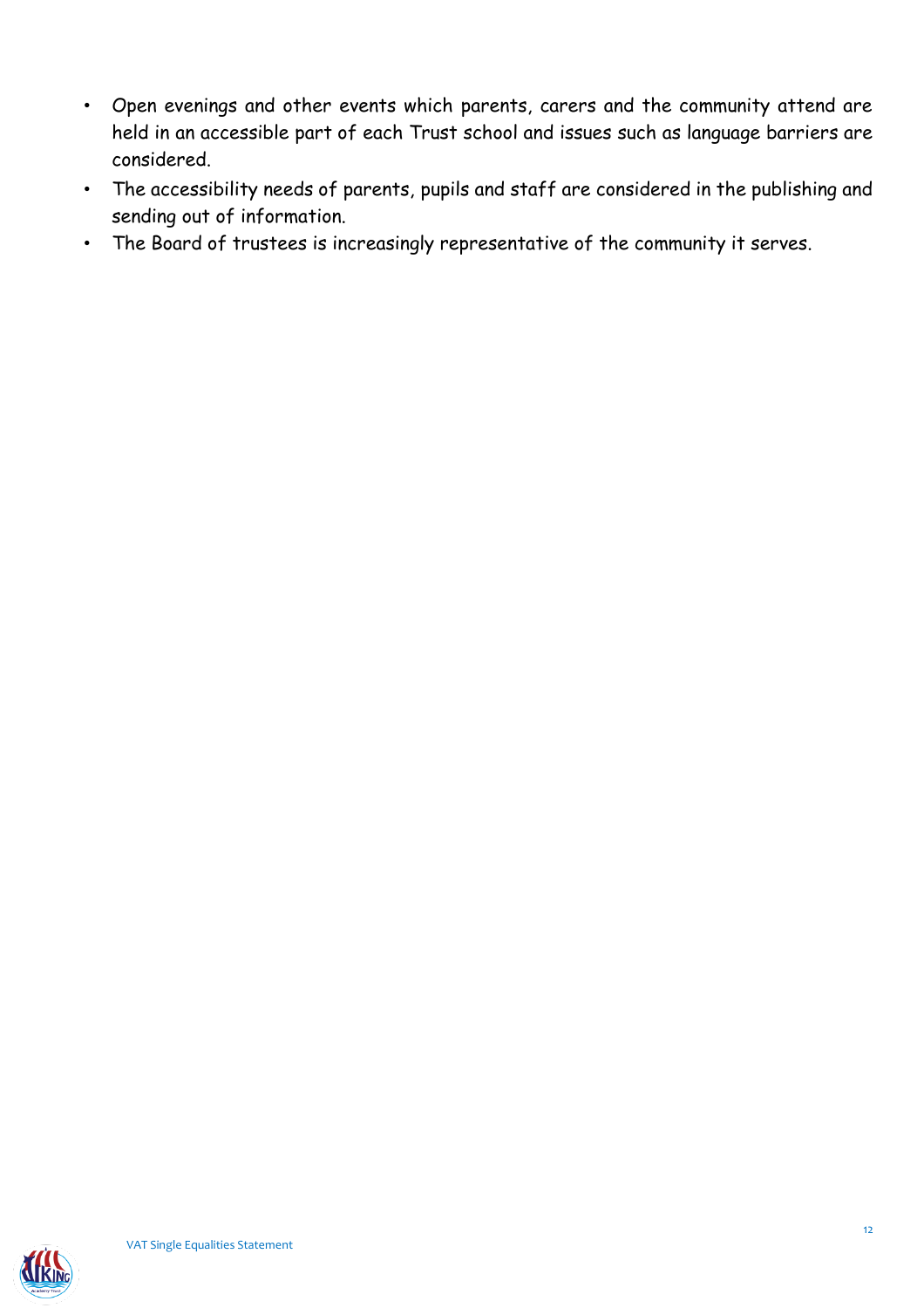- Open evenings and other events which parents, carers and the community attend are held in an accessible part of each Trust school and issues such as language barriers are considered.
- The accessibility needs of parents, pupils and staff are considered in the publishing and sending out of information.
- The Board of trustees is increasingly representative of the community it serves.